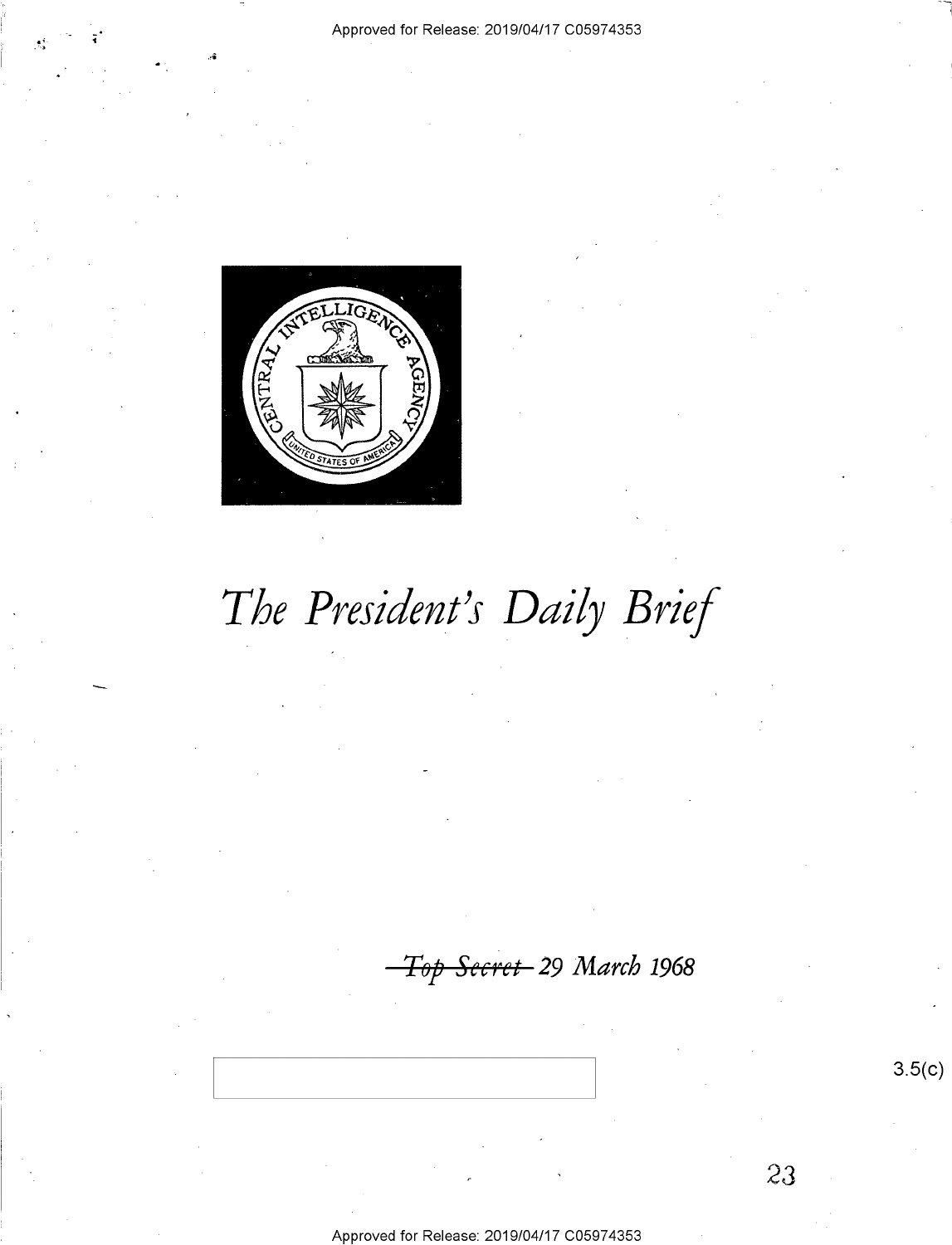# The President's Daily Brief

~~Top Secret~~ 29 March 1968

3.5(c)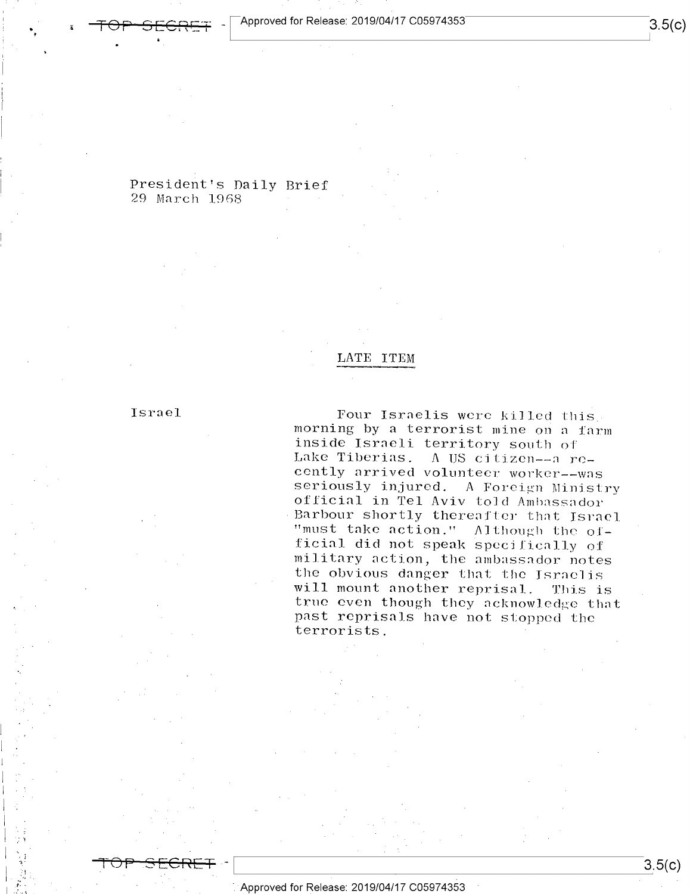President's Daily Brief
29 March 1968

## LATE ITEM

**Israel**

Four Israelis were killed this morning by a terrorist mine on a farm inside Israeli territory south of Lake Tiberias. A US citizen--a recently arrived volunteer worker--was seriously injured. A Foreign Ministry official in Tel Aviv told Ambassador Barbour shortly thereafter that Israel "must take action." Although the official did not speak specifically of military action, the ambassador notes the obvious danger that the Israelis will mount another reprisal. This is true even though they acknowledge that past reprisals have not stopped the terrorists.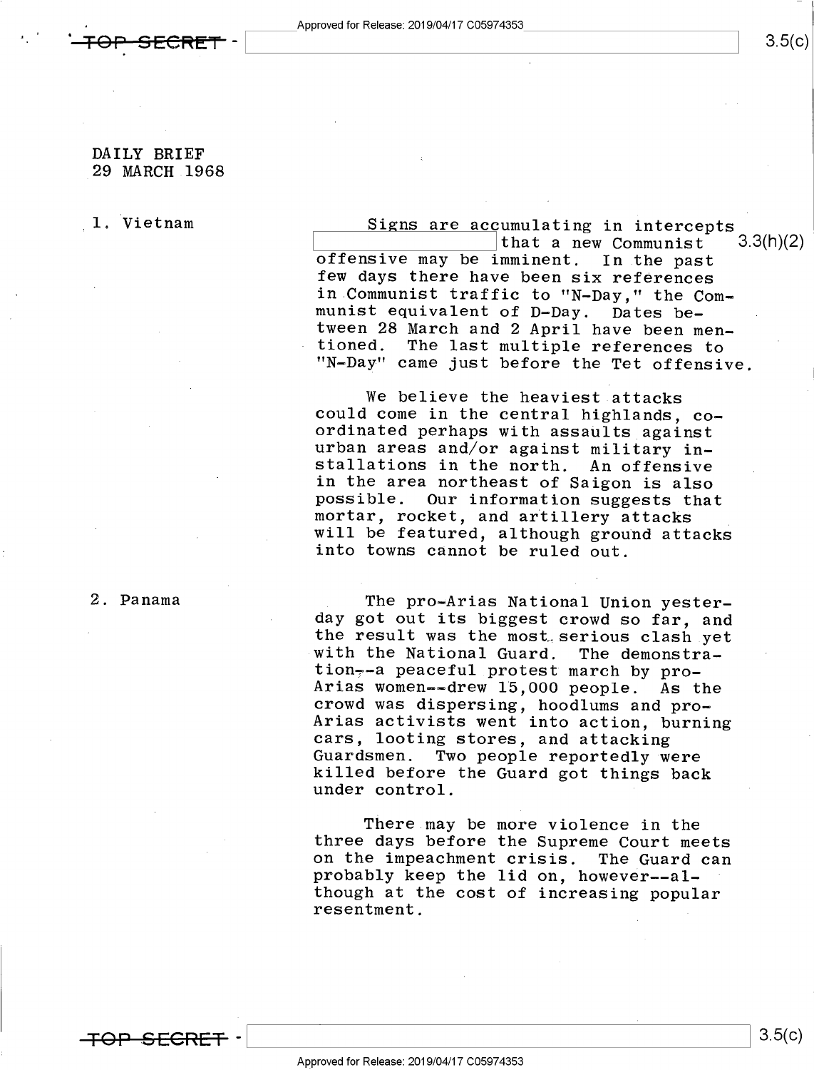DAILY BRIEF
29 MARCH 1968

**1. Vietnam**

Signs are accumulating in intercepts [redacted] that a new Communist offensive may be imminent. In the past few days there have been six references in Communist traffic to "N-Day," the Communist equivalent of D-Day. Dates between 28 March and 2 April have been mentioned. The last multiple references to "N-Day" came just before the Tet offensive.

We believe the heaviest attacks could come in the central highlands, coordinated perhaps with assaults against urban areas and/or against military installations in the north. An offensive in the area northeast of Saigon is also possible. Our information suggests that mortar, rocket, and artillery attacks will be featured, although ground attacks into towns cannot be ruled out.

**2. Panama**

The pro-Arias National Union yesterday got out its biggest crowd so far, and the result was the most serious clash yet with the National Guard. The demonstration--a peaceful protest march by pro-Arias women--drew 15,000 people. As the crowd was dispersing, hoodlums and pro-Arias activists went into action, burning cars, looting stores, and attacking Guardsmen. Two people reportedly were killed before the Guard got things back under control.

There may be more violence in the three days before the Supreme Court meets on the impeachment crisis. The Guard can probably keep the lid on, however--although at the cost of increasing popular resentment.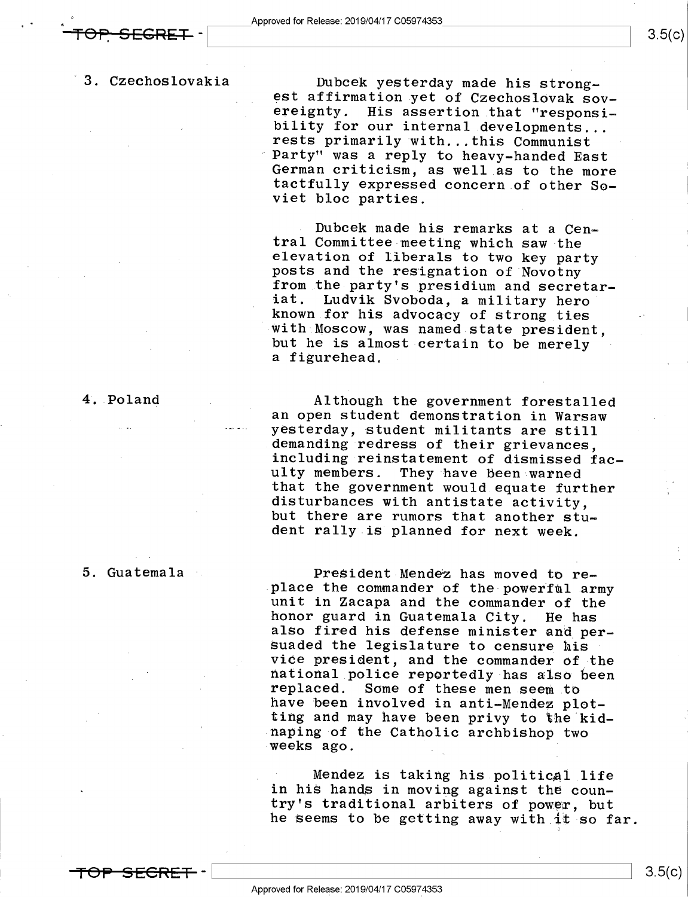3. Czechoslovakia

Dubcek yesterday made his strongest affirmation yet of Czechoslovak sovereignty. His assertion that "responsibility for our internal developments... rests primarily with...this Communist Party" was a reply to heavy-handed East German criticism, as well as to the more tactfully expressed concern of other Soviet bloc parties.

Dubcek made his remarks at a Central Committee meeting which saw the elevation of liberals to two key party posts and the resignation of Novotny from the party's presidium and secretariat. Ludvik Svoboda, a military hero known for his advocacy of strong ties with Moscow, was named state president, but he is almost certain to be merely a figurehead.

4. Poland

Although the government forestalled an open student demonstration in Warsaw yesterday, student militants are still demanding redress of their grievances, including reinstatement of dismissed faculty members. They have been warned that the government would equate further disturbances with antistate activity, but there are rumors that another student rally is planned for next week.

5. Guatemala

President Mendez has moved to replace the commander of the powerful army unit in Zacapa and the commander of the honor guard in Guatemala City. He has also fired his defense minister and persuaded the legislature to censure his vice president, and the commander of the national police reportedly has also been replaced. Some of these men seem to have been involved in anti-Mendez plotting and may have been privy to the kidnaping of the Catholic archbishop two weeks ago.

Mendez is taking his political life in his hands in moving against the country's traditional arbiters of power, but he seems to be getting away with it so far.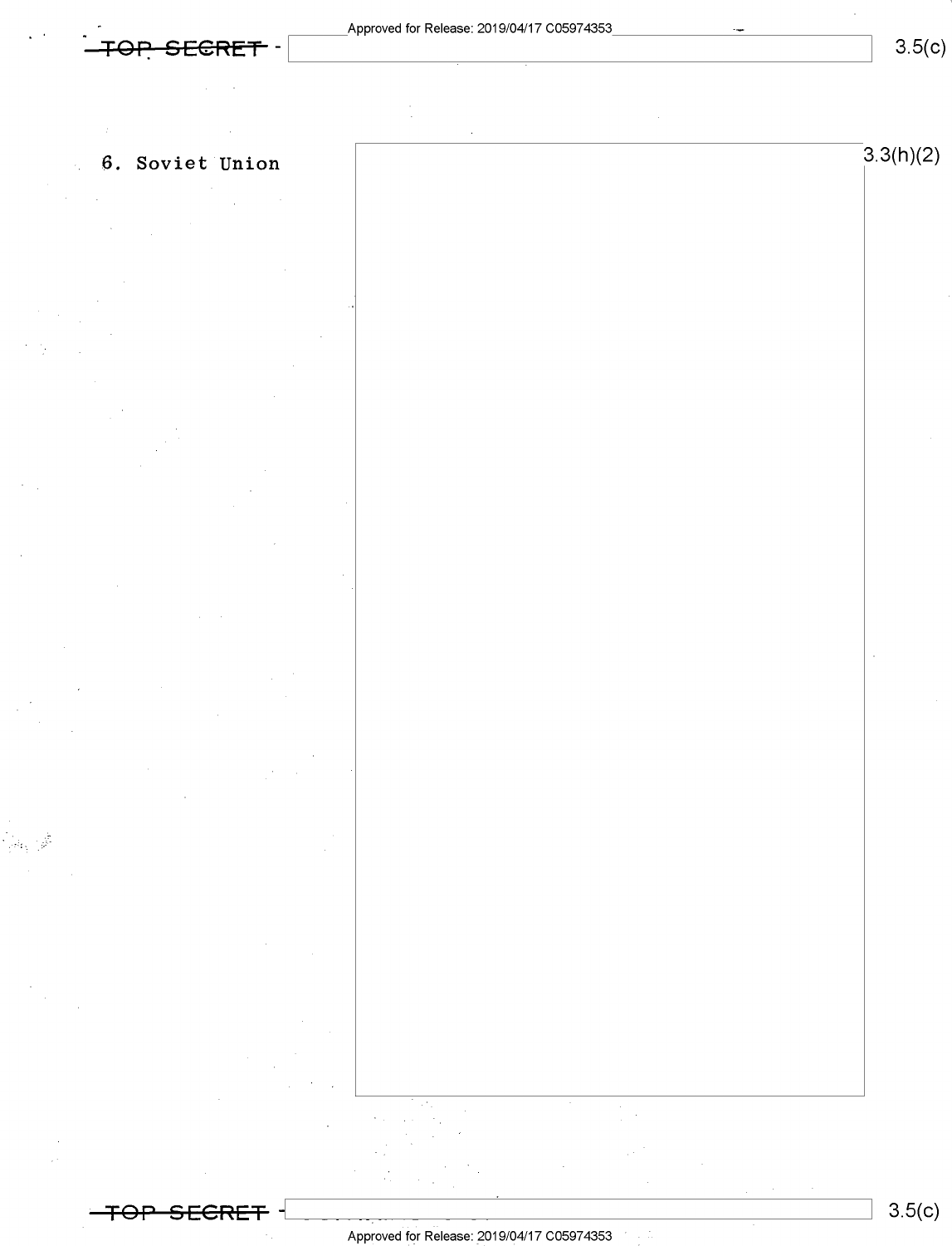6. Soviet Union

3.3(h)(2)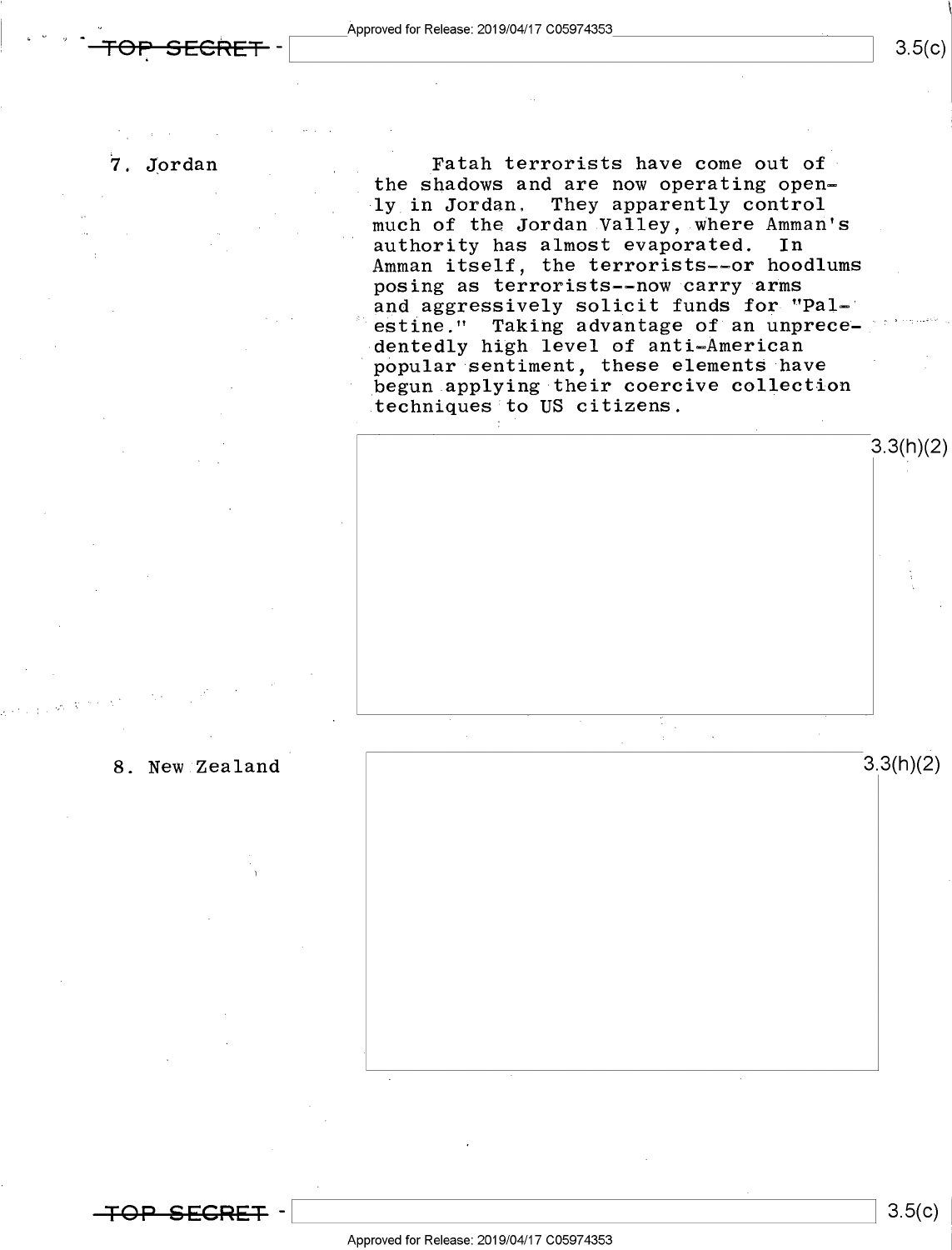7. Jordan

Fatah terrorists have come out of the shadows and are now operating openly in Jordan. They apparently control much of the Jordan Valley, where Amman's authority has almost evaporated. In Amman itself, the terrorists--or hoodlums posing as terrorists--now carry arms and aggressively solicit funds for "Palestine." Taking advantage of an unprecedentedly high level of anti-American popular sentiment, these elements have begun applying their coercive collection techniques to US citizens.

3.3(h)(2)

8. New Zealand

3.3(h)(2)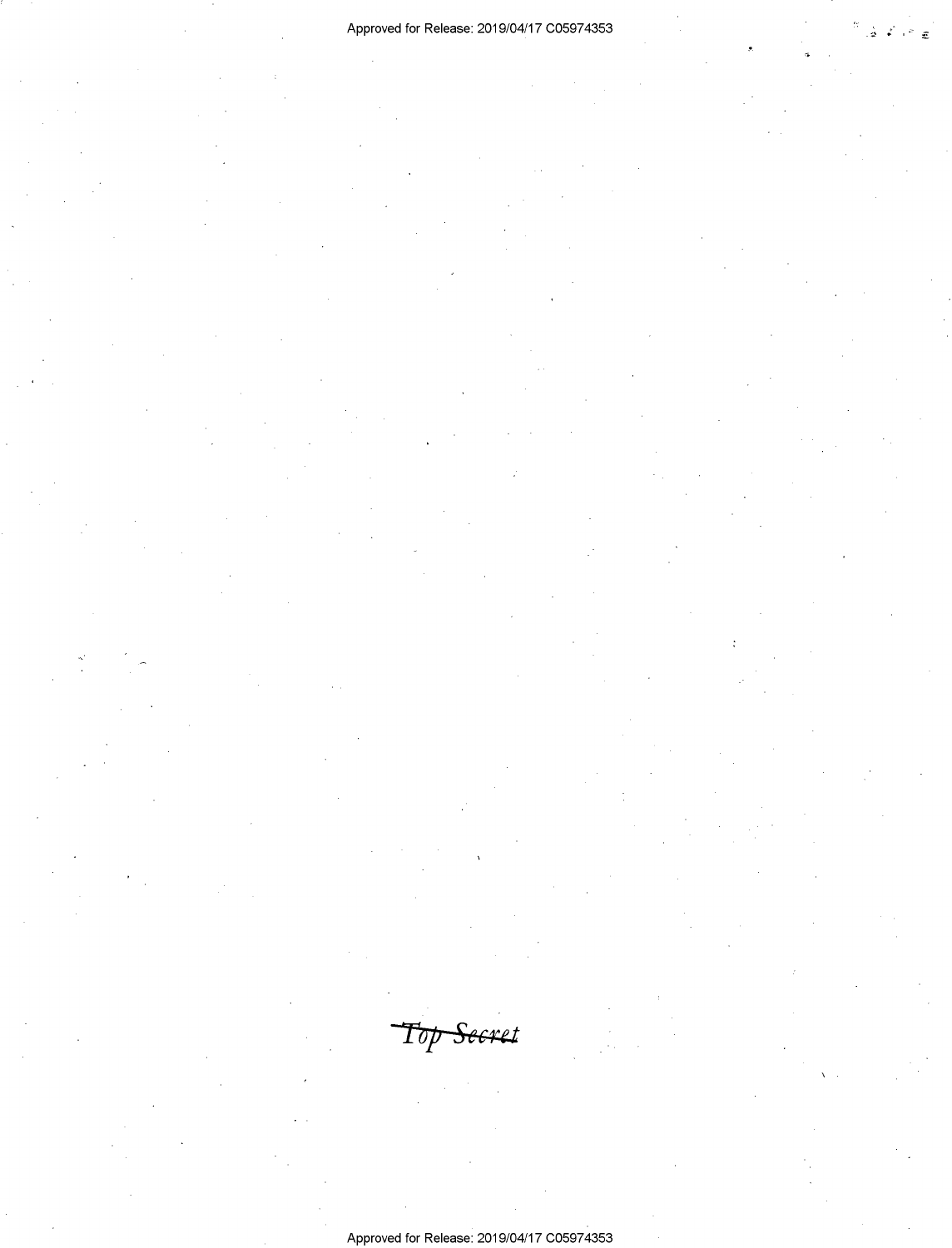~~Top Secret~~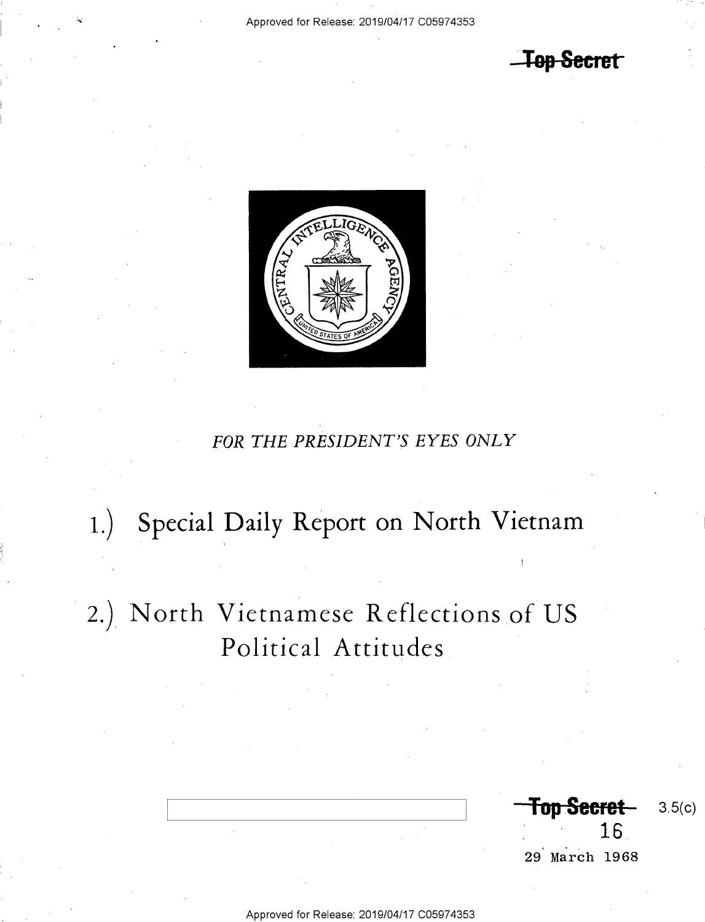Top Secret

FOR THE PRESIDENT'S EYES ONLY

# 1.) Special Daily Report on North Vietnam

# 2.) North Vietnamese Reflections of US Political Attitudes

Top Secret

3.5(c)

16

29 March 1968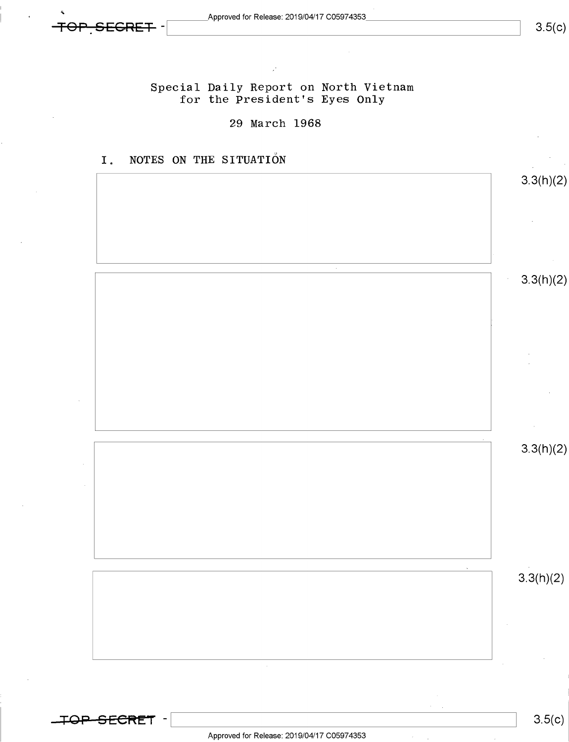Special Daily Report on North Vietnam
for the President's Eyes Only

29 March 1968

## I. NOTES ON THE SITUATION

3.3(h)(2)

3.3(h)(2)

3.3(h)(2)

3.3(h)(2)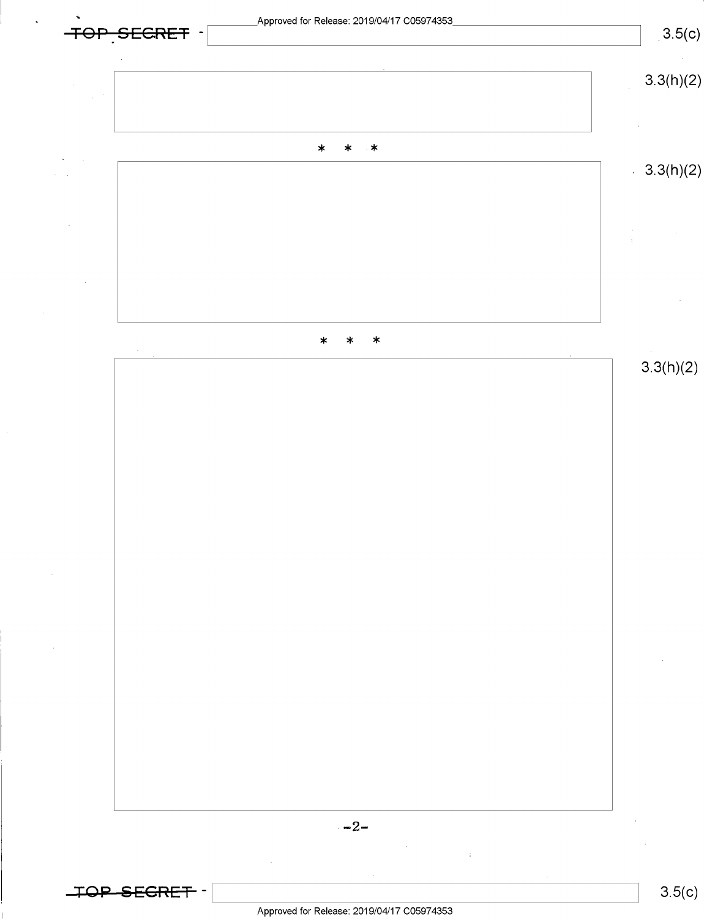TOP SECRET

3.5(c)

3.3(h)(2)

\* \* \*

3.3(h)(2)

\* \* \*

3.3(h)(2)

TOP SECRET

3.5(c)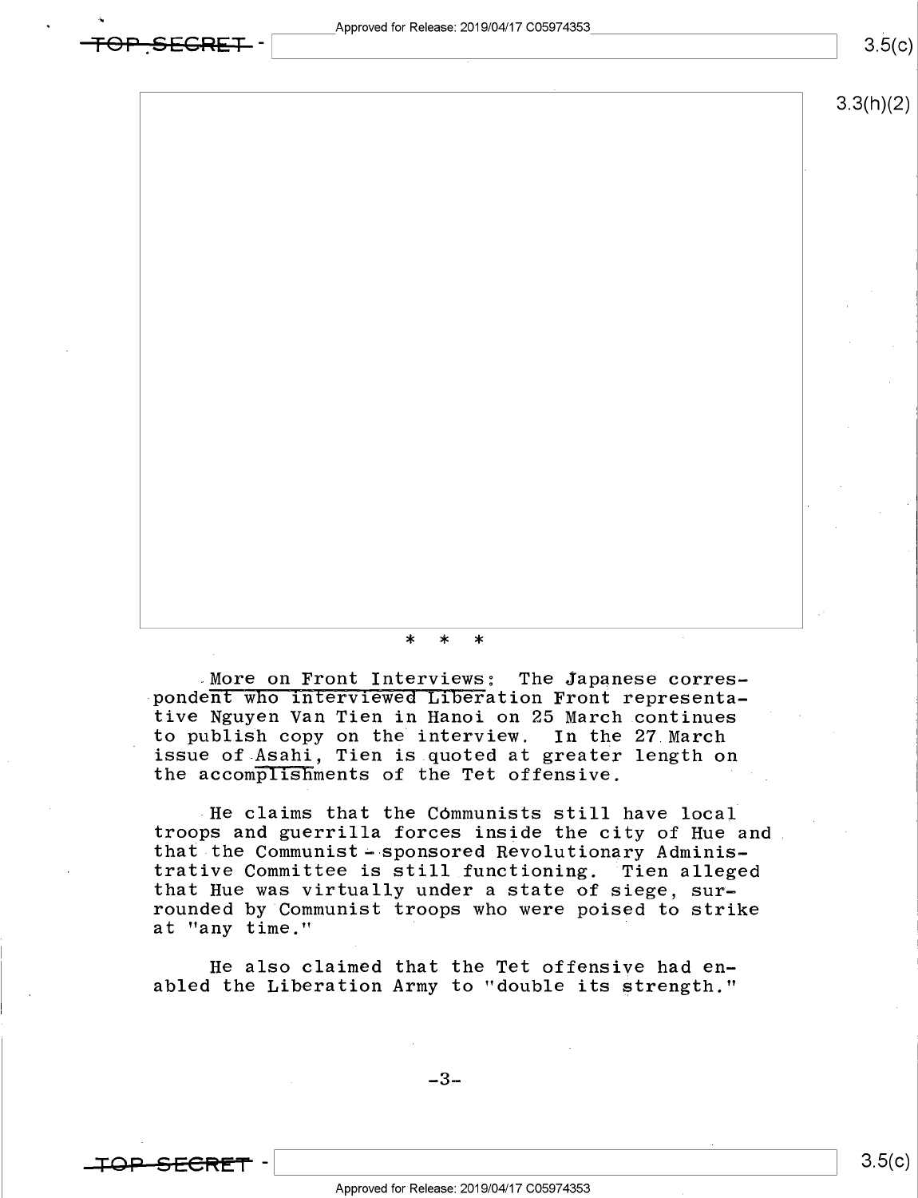\*  \*  \*

<u>More on Front Interviews</u>: The Japanese correspondent who interviewed Liberation Front representative Nguyen Van Tien in Hanoi on 25 March continues to publish copy on the interview. In the 27 March issue of <u>Asahi</u>, Tien is quoted at greater length on the accomplishments of the Tet offensive.

He claims that the Communists still have local troops and guerrilla forces inside the city of Hue and that the Communist-sponsored Revolutionary Administrative Committee is still functioning. Tien alleged that Hue was virtually under a state of siege, surrounded by Communist troops who were poised to strike at "any time."

He also claimed that the Tet offensive had enabled the Liberation Army to "double its strength."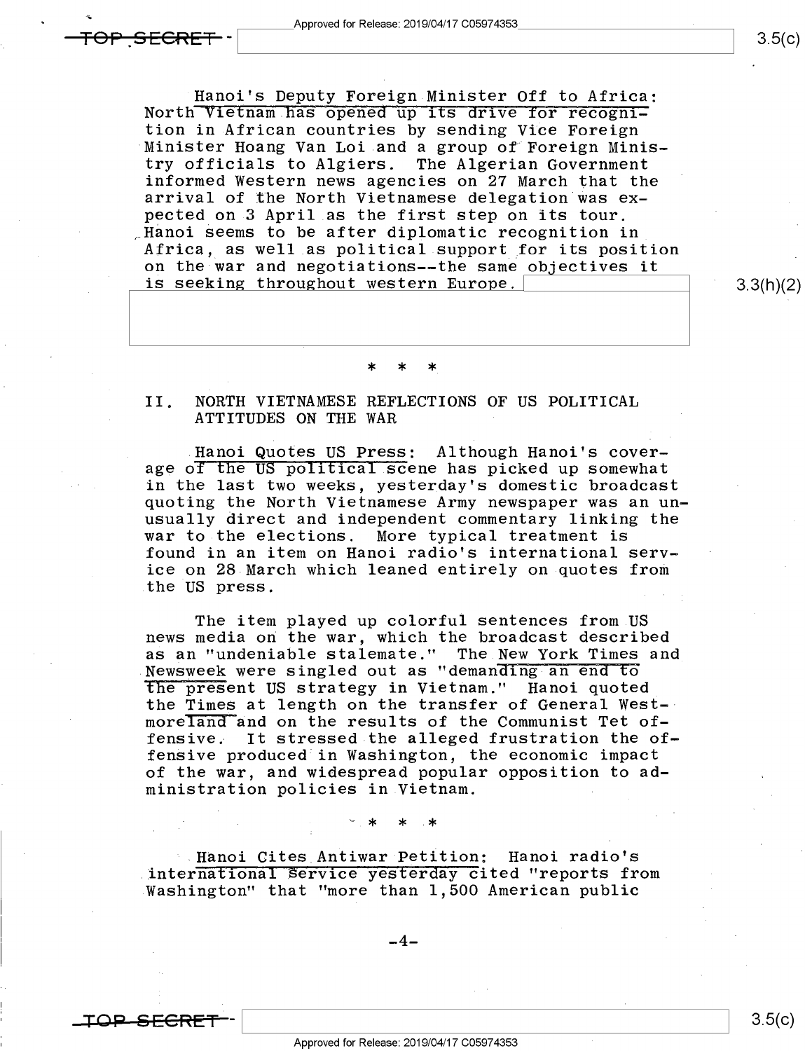Hanoi's Deputy Foreign Minister Off to Africa: North Vietnam has opened up its drive for recognition in African countries by sending Vice Foreign Minister Hoang Van Loi and a group of Foreign Ministry officials to Algiers. The Algerian Government informed Western news agencies on 27 March that the arrival of the North Vietnamese delegation was expected on 3 April as the first step on its tour. Hanoi seems to be after diplomatic recognition in Africa, as well as political support for its position on the war and negotiations--the same objectives it is seeking throughout western Europe.

\* \* \*

## II. NORTH VIETNAMESE REFLECTIONS OF US POLITICAL ATTITUDES ON THE WAR

Hanoi Quotes US Press: Although Hanoi's coverage of the US political scene has picked up somewhat in the last two weeks, yesterday's domestic broadcast quoting the North Vietnamese Army newspaper was an unusually direct and independent commentary linking the war to the elections. More typical treatment is found in an item on Hanoi radio's international service on 28 March which leaned entirely on quotes from the US press.

The item played up colorful sentences from US news media on the war, which the broadcast described as an "undeniable stalemate." The New York Times and Newsweek were singled out as "demanding an end to the present US strategy in Vietnam." Hanoi quoted the Times at length on the transfer of General Westmoreland and on the results of the Communist Tet offensive. It stressed the alleged frustration the offensive produced in Washington, the economic impact of the war, and widespread popular opposition to administration policies in Vietnam.

\* \* \*

Hanoi Cites Antiwar Petition: Hanoi radio's international service yesterday cited "reports from Washington" that "more than 1,500 American public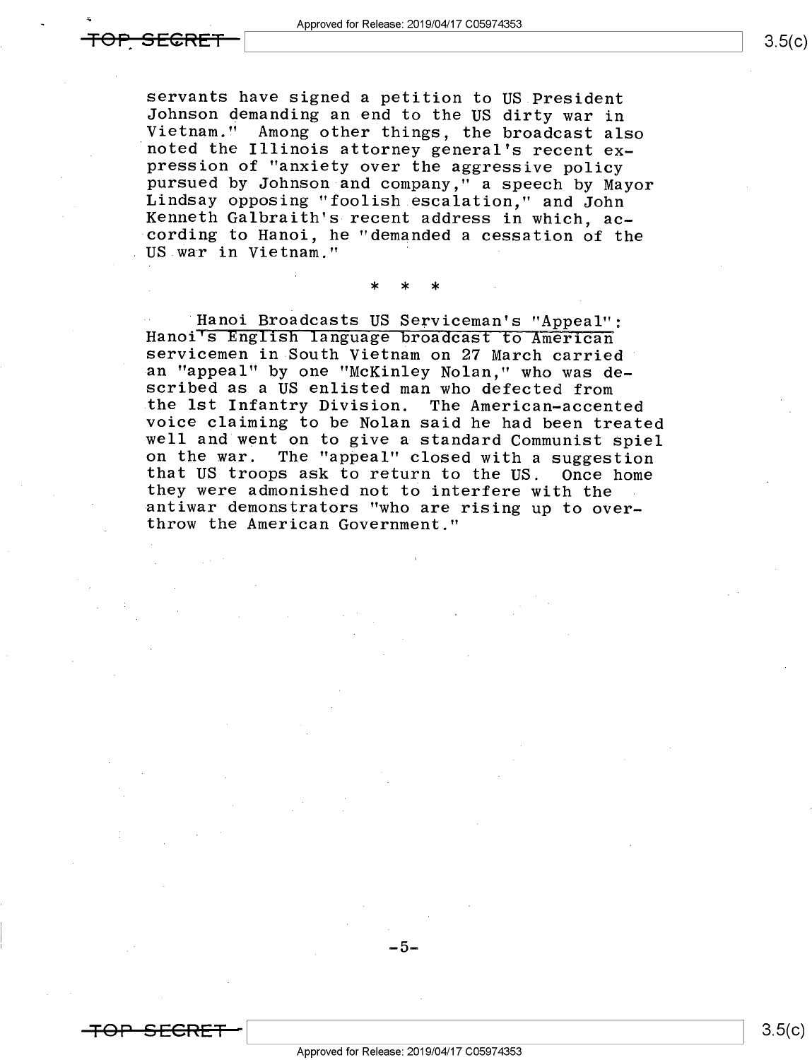servants have signed a petition to US President Johnson demanding an end to the US dirty war in Vietnam." Among other things, the broadcast also noted the Illinois attorney general's recent expression of "anxiety over the aggressive policy pursued by Johnson and company," a speech by Mayor Lindsay opposing "foolish escalation," and John Kenneth Galbraith's recent address in which, according to Hanoi, he "demanded a cessation of the US war in Vietnam."

\* \* \*

Hanoi Broadcasts US Serviceman's "Appeal": Hanoi's English language broadcast to American servicemen in South Vietnam on 27 March carried an "appeal" by one "McKinley Nolan," who was described as a US enlisted man who defected from the 1st Infantry Division. The American-accented voice claiming to be Nolan said he had been treated well and went on to give a standard Communist spiel on the war. The "appeal" closed with a suggestion that US troops ask to return to the US. Once home they were admonished not to interfere with the antiwar demonstrators "who are rising up to overthrow the American Government."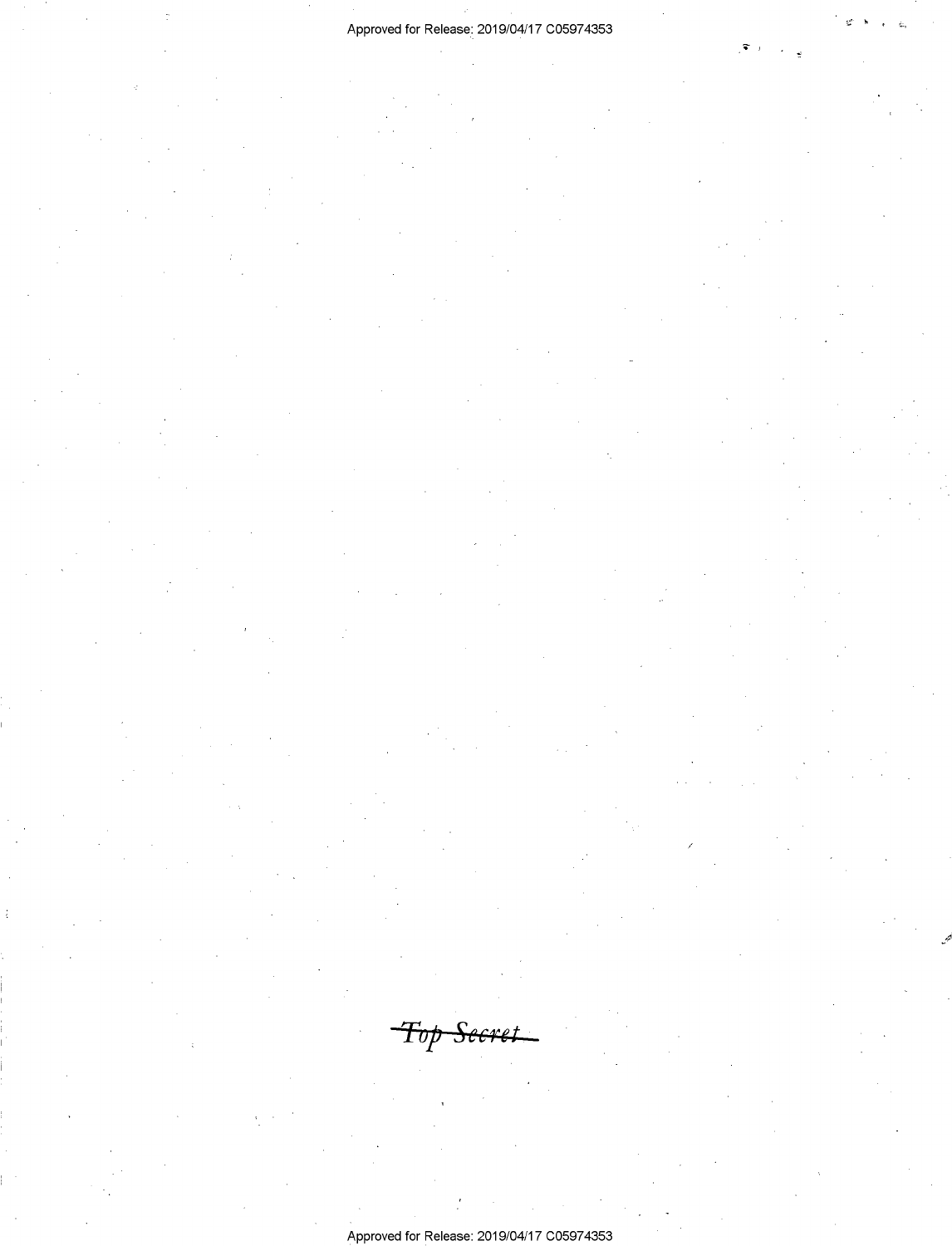~~Top Secret~~